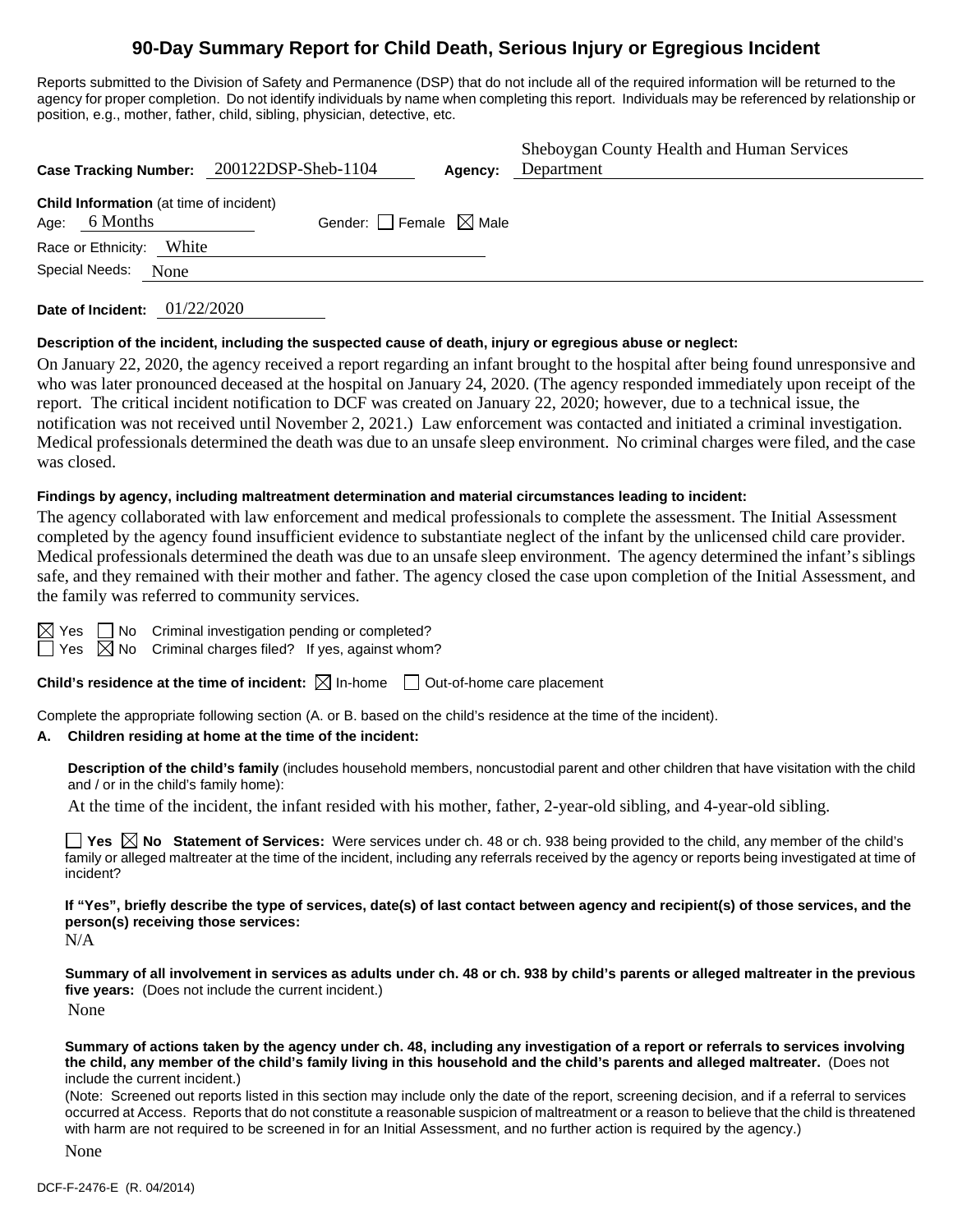# 90-Day Summary Report for Child Death, Serious Injury or Egregious Incident

Reports submitted to the Division of Safety and Permanence (DSP) that do not include all of the required information will be returned to the agency for proper completion. Do not identify individuals by name when completing this report. Individuals may be referenced by relationship or position, e.g., mother, father, child, sibling, physician, detective, etc.

**Case Tracking Number:** 200122DSP-Sheb-1104 **Agency:** Sheboygan County Health and Human Services Department

**Child Information** (at time of incident)
Age: 6 Months Gender: ☐ Female ☒ Male
Race or Ethnicity: White
Special Needs: None

**Date of Incident:** 01/22/2020

**Description of the incident, including the suspected cause of death, injury or egregious abuse or neglect:**

On January 22, 2020, the agency received a report regarding an infant brought to the hospital after being found unresponsive and who was later pronounced deceased at the hospital on January 24, 2020. (The agency responded immediately upon receipt of the report. The critical incident notification to DCF was created on January 22, 2020; however, due to a technical issue, the notification was not received until November 2, 2021.) Law enforcement was contacted and initiated a criminal investigation. Medical professionals determined the death was due to an unsafe sleep environment. No criminal charges were filed, and the case was closed.

**Findings by agency, including maltreatment determination and material circumstances leading to incident:**

The agency collaborated with law enforcement and medical professionals to complete the assessment. The Initial Assessment completed by the agency found insufficient evidence to substantiate neglect of the infant by the unlicensed child care provider. Medical professionals determined the death was due to an unsafe sleep environment. The agency determined the infant's siblings safe, and they remained with their mother and father. The agency closed the case upon completion of the Initial Assessment, and the family was referred to community services.

☒ Yes ☐ No Criminal investigation pending or completed?
☐ Yes ☒ No Criminal charges filed? If yes, against whom?

**Child's residence at the time of incident:** ☒ In-home ☐ Out-of-home care placement

Complete the appropriate following section (A. or B. based on the child's residence at the time of the incident).

**A. Children residing at home at the time of the incident:**

**Description of the child's family** (includes household members, noncustodial parent and other children that have visitation with the child and / or in the child's family home):

At the time of the incident, the infant resided with his mother, father, 2-year-old sibling, and 4-year-old sibling.

☐ **Yes** ☒ **No** **Statement of Services:** Were services under ch. 48 or ch. 938 being provided to the child, any member of the child's family or alleged maltreater at the time of the incident, including any referrals received by the agency or reports being investigated at time of incident?

**If "Yes", briefly describe the type of services, date(s) of last contact between agency and recipient(s) of those services, and the person(s) receiving those services:**

N/A

**Summary of all involvement in services as adults under ch. 48 or ch. 938 by child's parents or alleged maltreater in the previous five years:** (Does not include the current incident.)

None

**Summary of actions taken by the agency under ch. 48, including any investigation of a report or referrals to services involving the child, any member of the child's family living in this household and the child's parents and alleged maltreater.** (Does not include the current incident.)

(Note: Screened out reports listed in this section may include only the date of the report, screening decision, and if a referral to services occurred at Access. Reports that do not constitute a reasonable suspicion of maltreatment or a reason to believe that the child is threatened with harm are not required to be screened in for an Initial Assessment, and no further action is required by the agency.)

None

DCF-F-2476-E (R. 04/2014)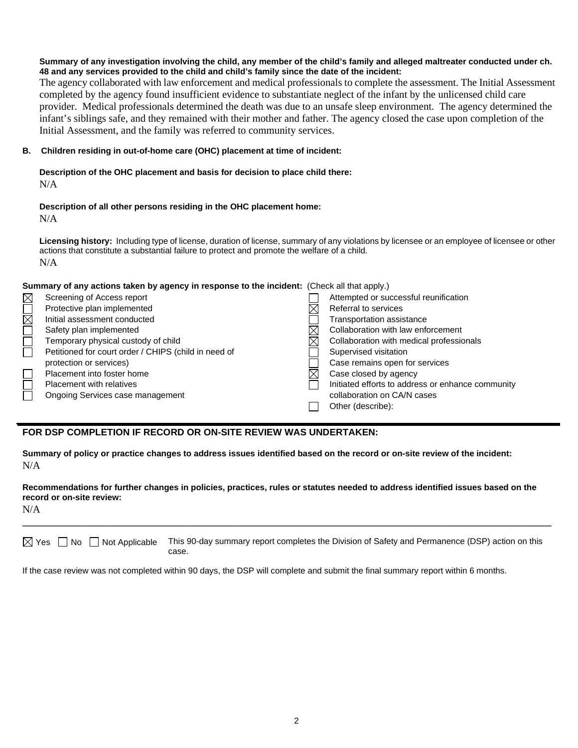**Summary of any investigation involving the child, any member of the child's family and alleged maltreater conducted under ch. 48 and any services provided to the child and child's family since the date of the incident:**

The agency collaborated with law enforcement and medical professionals to complete the assessment. The Initial Assessment completed by the agency found insufficient evidence to substantiate neglect of the infant by the unlicensed child care provider. Medical professionals determined the death was due to an unsafe sleep environment. The agency determined the infant's siblings safe, and they remained with their mother and father. The agency closed the case upon completion of the Initial Assessment, and the family was referred to community services.

**B. Children residing in out-of-home care (OHC) placement at time of incident:**

**Description of the OHC placement and basis for decision to place child there:**

N/A

**Description of all other persons residing in the OHC placement home:**

N/A

**Licensing history:** Including type of license, duration of license, summary of any violations by licensee or an employee of licensee or other actions that constitute a substantial failure to protect and promote the welfare of a child.

N/A

**Summary of any actions taken by agency in response to the incident:** (Check all that apply.)

- ☒ Screening of Access report
- ☐ Protective plan implemented
- ☒ Initial assessment conducted
- ☐ Safety plan implemented
- ☐ Temporary physical custody of child
- ☐ Petitioned for court order / CHIPS (child in need of protection or services)
- ☐ Placement into foster home
- ☐ Placement with relatives
- ☐ Ongoing Services case management
- ☐ Attempted or successful reunification
- ☒ Referral to services
- ☐ Transportation assistance
- ☒ Collaboration with law enforcement
- ☒ Collaboration with medical professionals
- ☐ Supervised visitation
- ☐ Case remains open for services
- ☒ Case closed by agency
- ☐ Initiated efforts to address or enhance community collaboration on CA/N cases
- ☐ Other (describe):

## FOR DSP COMPLETION IF RECORD OR ON-SITE REVIEW WAS UNDERTAKEN:

**Summary of policy or practice changes to address issues identified based on the record or on-site review of the incident:**

N/A

**Recommendations for further changes in policies, practices, rules or statutes needed to address identified issues based on the record or on-site review:**

N/A

---

☒ Yes ☐ No ☐ Not Applicable This 90-day summary report completes the Division of Safety and Permanence (DSP) action on this case.

If the case review was not completed within 90 days, the DSP will complete and submit the final summary report within 6 months.